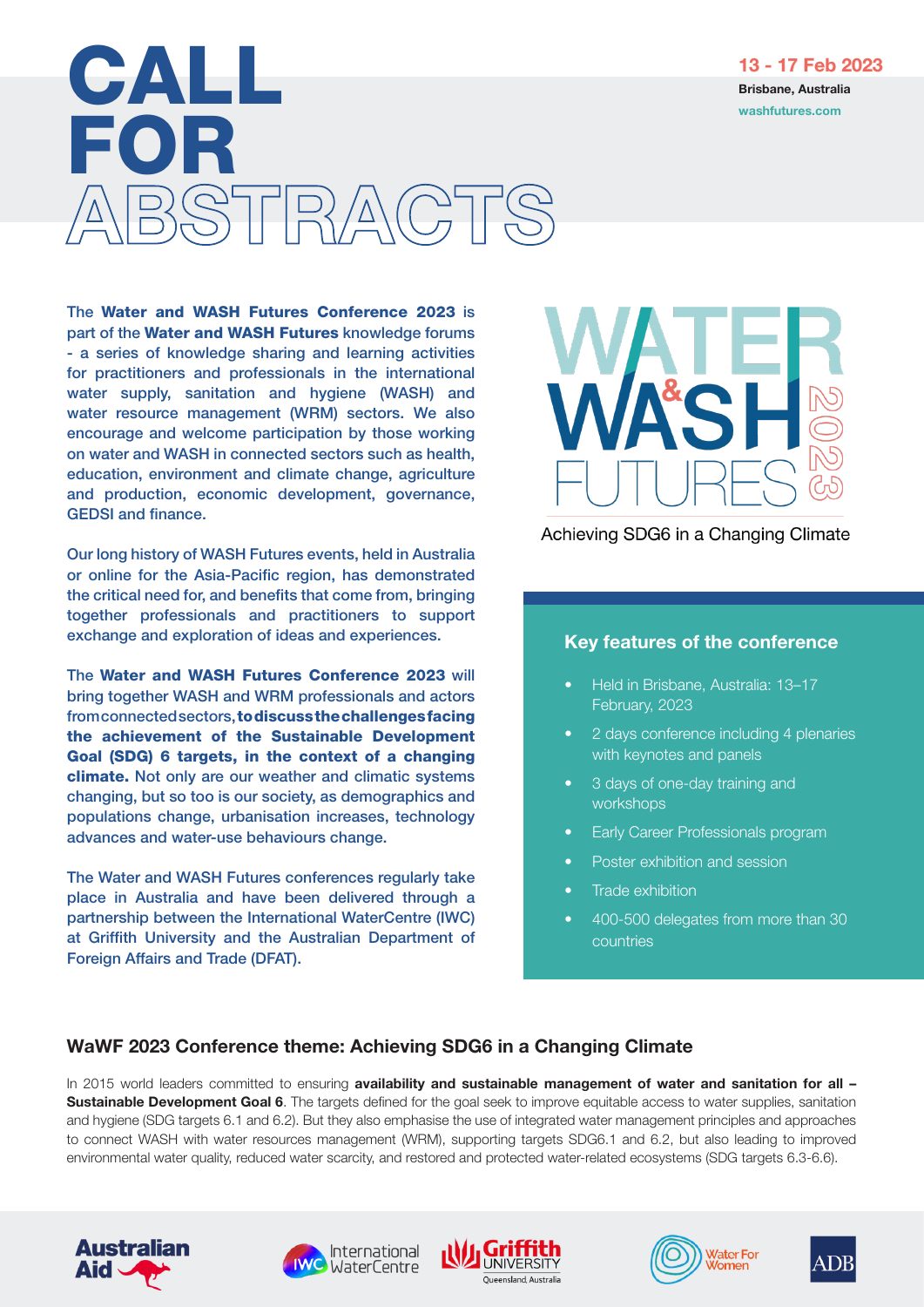# CALL FOR ABSTRACTS

**13 - 17 Feb 2023**

**Brisbane, Australia**

washfutures.com

The **Water and WASH Futures Conference 2023** is part of the **Water and WASH Futures** knowledge forums - a series of knowledge sharing and learning activities for practitioners and professionals in the international water supply, sanitation and hygiene (WASH) and water resource management (WRM) sectors. We also encourage and welcome participation by those working on water and WASH in connected sectors such as health, education, environment and climate change, agriculture and production, economic development, governance, GEDSI and finance.

Our long history of WASH Futures events, held in Australia or online for the Asia-Pacific region, has demonstrated the critical need for, and benefits that come from, bringing together professionals and practitioners to support exchange and exploration of ideas and experiences.

The **Water and WASH Futures Conference 2023** will bring together WASH and WRM professionals and actors from connected sectors, **to discuss the challenges facing the achievement of the Sustainable Development Goal (SDG) 6 targets, in the context of a changing climate.** Not only are our weather and climatic systems changing, but so too is our society, as demographics and populations change, urbanisation increases, technology advances and water-use behaviours change.

The Water and WASH Futures conferences regularly take place in Australia and have been delivered through a partnership between the International WaterCentre (IWC) at Griffith University and the Australian Department of Foreign Affairs and Trade (DFAT).

WATER & WASH FUTURES 2023

Achieving SDG6 in a Changing Climate

### Key features of the conference

- Held in Brisbane, Australia: 13–17 February, 2023
- 2 days conference including 4 plenaries with keynotes and panels
- 3 days of one-day training and workshops
- Early Career Professionals program
- Poster exhibition and session
- Trade exhibition
- 400-500 delegates from more than 30 countries

## WaWF 2023 Conference theme: Achieving SDG6 in a Changing Climate

In 2015 world leaders committed to ensuring **availability and sustainable management of water and sanitation for all – Sustainable Development Goal 6**. The targets defined for the goal seek to improve equitable access to water supplies, sanitation and hygiene (SDG targets 6.1 and 6.2). But they also emphasise the use of integrated water management principles and approaches to connect WASH with water resources management (WRM), supporting targets SDG6.1 and 6.2, but also leading to improved environmental water quality, reduced water scarcity, and restored and protected water-related ecosystems (SDG targets 6.3-6.6).

Australian Aid | International WaterCentre | Griffith University Queensland, Australia | Water For Women | ADB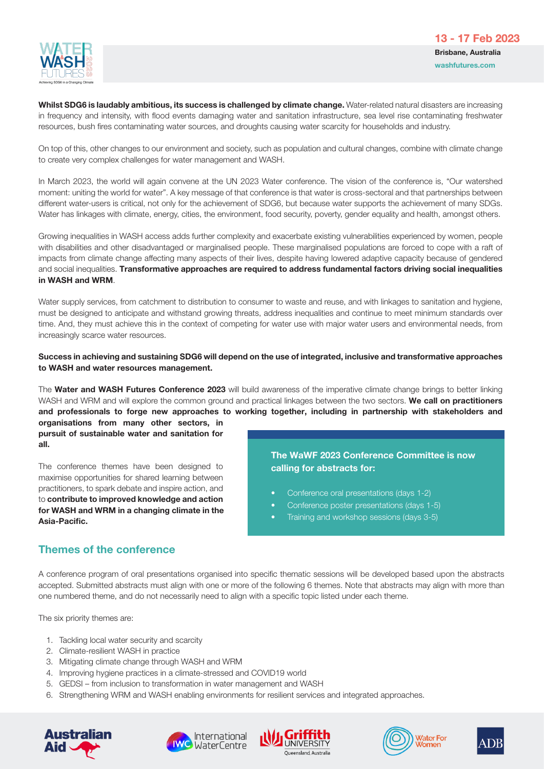**Whilst SDG6 is laudably ambitious, its success is challenged by climate change.** Water-related natural disasters are increasing in frequency and intensity, with flood events damaging water and sanitation infrastructure, sea level rise contaminating freshwater resources, bush fires contaminating water sources, and droughts causing water scarcity for households and industry.

On top of this, other changes to our environment and society, such as population and cultural changes, combine with climate change to create very complex challenges for water management and WASH.

In March 2023, the world will again convene at the UN 2023 Water conference. The vision of the conference is, "Our watershed moment: uniting the world for water". A key message of that conference is that water is cross-sectoral and that partnerships between different water-users is critical, not only for the achievement of SDG6, but because water supports the achievement of many SDGs. Water has linkages with climate, energy, cities, the environment, food security, poverty, gender equality and health, amongst others.

Growing inequalities in WASH access adds further complexity and exacerbate existing vulnerabilities experienced by women, people with disabilities and other disadvantaged or marginalised people. These marginalised populations are forced to cope with a raft of impacts from climate change affecting many aspects of their lives, despite having lowered adaptive capacity because of gendered and social inequalities. **Transformative approaches are required to address fundamental factors driving social inequalities in WASH and WRM**.

Water supply services, from catchment to distribution to consumer to waste and reuse, and with linkages to sanitation and hygiene, must be designed to anticipate and withstand growing threats, address inequalities and continue to meet minimum standards over time. And, they must achieve this in the context of competing for water use with major water users and environmental needs, from increasingly scarce water resources.

**Success in achieving and sustaining SDG6 will depend on the use of integrated, inclusive and transformative approaches to WASH and water resources management.**

The **Water and WASH Futures Conference 2023** will build awareness of the imperative climate change brings to better linking WASH and WRM and will explore the common ground and practical linkages between the two sectors. **We call on practitioners and professionals to forge new approaches to working together, including in partnership with stakeholders and organisations from many other sectors, in pursuit of sustainable water and sanitation for all.**

The conference themes have been designed to maximise opportunities for shared learning between practitioners, to spark debate and inspire action, and to **contribute to improved knowledge and action for WASH and WRM in a changing climate in the Asia-Pacific.**

**The WaWF 2023 Conference Committee is now calling for abstracts for:**

- Conference oral presentations (days 1-2)
- Conference poster presentations (days 1-5)
- Training and workshop sessions (days 3-5)

## Themes of the conference

A conference program of oral presentations organised into specific thematic sessions will be developed based upon the abstracts accepted. Submitted abstracts must align with one or more of the following 6 themes. Note that abstracts may align with more than one numbered theme, and do not necessarily need to align with a specific topic listed under each theme.

The six priority themes are:

1. Tackling local water security and scarcity
2. Climate-resilient WASH in practice
3. Mitigating climate change through WASH and WRM
4. Improving hygiene practices in a climate-stressed and COVID19 world
5. GEDSI – from inclusion to transformation in water management and WASH
6. Strengthening WRM and WASH enabling environments for resilient services and integrated approaches.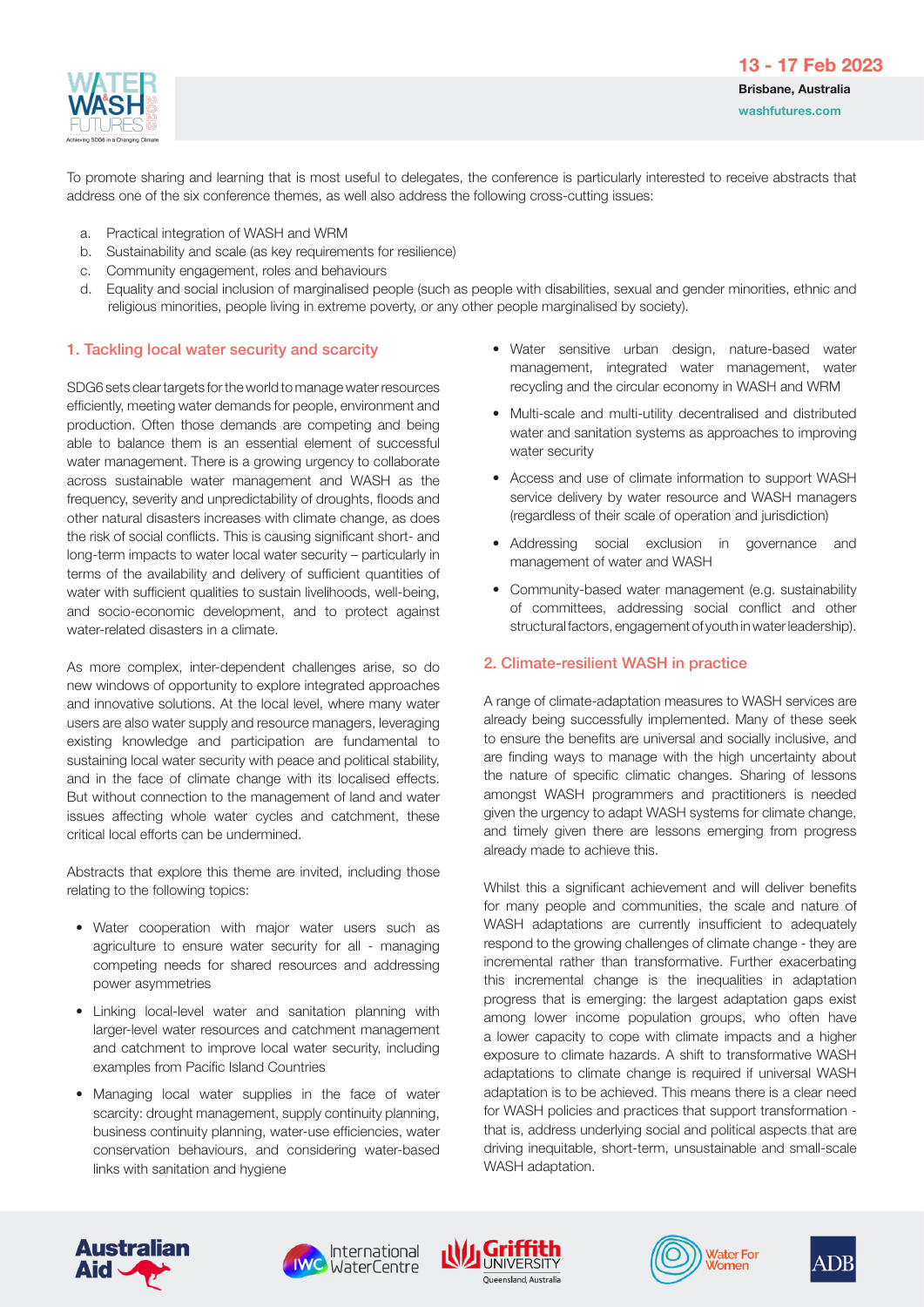To promote sharing and learning that is most useful to delegates, the conference is particularly interested to receive abstracts that address one of the six conference themes, as well also address the following cross-cutting issues:

a. Practical integration of WASH and WRM
b. Sustainability and scale (as key requirements for resilience)
c. Community engagement, roles and behaviours
d. Equality and social inclusion of marginalised people (such as people with disabilities, sexual and gender minorities, ethnic and religious minorities, people living in extreme poverty, or any other people marginalised by society).

## 1. Tackling local water security and scarcity

SDG6 sets clear targets for the world to manage water resources efficiently, meeting water demands for people, environment and production. Often those demands are competing and being able to balance them is an essential element of successful water management. There is a growing urgency to collaborate across sustainable water management and WASH as the frequency, severity and unpredictability of droughts, floods and other natural disasters increases with climate change, as does the risk of social conflicts. This is causing significant short- and long-term impacts to water local water security – particularly in terms of the availability and delivery of sufficient quantities of water with sufficient qualities to sustain livelihoods, well-being, and socio-economic development, and to protect against water-related disasters in a climate.

As more complex, inter-dependent challenges arise, so do new windows of opportunity to explore integrated approaches and innovative solutions. At the local level, where many water users are also water supply and resource managers, leveraging existing knowledge and participation are fundamental to sustaining local water security with peace and political stability, and in the face of climate change with its localised effects. But without connection to the management of land and water issues affecting whole water cycles and catchment, these critical local efforts can be undermined.

Abstracts that explore this theme are invited, including those relating to the following topics:

- Water cooperation with major water users such as agriculture to ensure water security for all - managing competing needs for shared resources and addressing power asymmetries
- Linking local-level water and sanitation planning with larger-level water resources and catchment management and catchment to improve local water security, including examples from Pacific Island Countries
- Managing local water supplies in the face of water scarcity: drought management, supply continuity planning, business continuity planning, water-use efficiencies, water conservation behaviours, and considering water-based links with sanitation and hygiene
- Water sensitive urban design, nature-based water management, integrated water management, water recycling and the circular economy in WASH and WRM
- Multi-scale and multi-utility decentralised and distributed water and sanitation systems as approaches to improving water security
- Access and use of climate information to support WASH service delivery by water resource and WASH managers (regardless of their scale of operation and jurisdiction)
- Addressing social exclusion in governance and management of water and WASH
- Community-based water management (e.g. sustainability of committees, addressing social conflict and other structural factors, engagement of youth in water leadership).

## 2. Climate-resilient WASH in practice

A range of climate-adaptation measures to WASH services are already being successfully implemented. Many of these seek to ensure the benefits are universal and socially inclusive, and are finding ways to manage with the high uncertainty about the nature of specific climatic changes. Sharing of lessons amongst WASH programmers and practitioners is needed given the urgency to adapt WASH systems for climate change, and timely given there are lessons emerging from progress already made to achieve this.

Whilst this a significant achievement and will deliver benefits for many people and communities, the scale and nature of WASH adaptations are currently insufficient to adequately respond to the growing challenges of climate change - they are incremental rather than transformative. Further exacerbating this incremental change is the inequalities in adaptation progress that is emerging: the largest adaptation gaps exist among lower income population groups, who often have a lower capacity to cope with climate impacts and a higher exposure to climate hazards. A shift to transformative WASH adaptations to climate change is required if universal WASH adaptation is to be achieved. This means there is a clear need for WASH policies and practices that support transformation - that is, address underlying social and political aspects that are driving inequitable, short-term, unsustainable and small-scale WASH adaptation.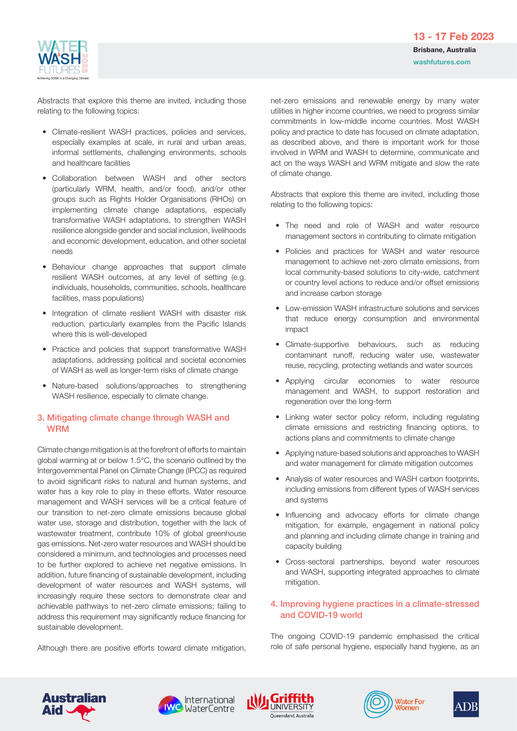Abstracts that explore this theme are invited, including those relating to the following topics:

- Climate-resilient WASH practices, policies and services, especially examples at scale, in rural and urban areas, informal settlements, challenging environments, schools and healthcare facilities
- Collaboration between WASH and other sectors (particularly WRM, health, and/or food), and/or other groups such as Rights Holder Organisations (RHOs) on implementing climate change adaptations, especially transformative WASH adaptations, to strengthen WASH resilience alongside gender and social inclusion, livelihoods and economic development, education, and other societal needs
- Behaviour change approaches that support climate resilient WASH outcomes, at any level of setting (e.g. individuals, households, communities, schools, healthcare facilities, mass populations)
- Integration of climate resilient WASH with disaster risk reduction, particularly examples from the Pacific Islands where this is well-developed
- Practice and policies that support transformative WASH adaptations, addressing political and societal economies of WASH as well as longer-term risks of climate change
- Nature-based solutions/approaches to strengthening WASH resilience, especially to climate change.

## 3. Mitigating climate change through WASH and WRM

Climate change mitigation is at the forefront of efforts to maintain global warming at or below 1.5°C, the scenario outlined by the Intergovernmental Panel on Climate Change (IPCC) as required to avoid significant risks to natural and human systems, and water has a key role to play in these efforts. Water resource management and WASH services will be a critical feature of our transition to net-zero climate emissions because global water use, storage and distribution, together with the lack of wastewater treatment, contribute 10% of global greenhouse gas emissions. Net-zero water resources and WASH should be considered a minimum, and technologies and processes need to be further explored to achieve net negative emissions. In addition, future financing of sustainable development, including development of water resources and WASH systems, will increasingly require these sectors to demonstrate clear and achievable pathways to net-zero climate emissions; failing to address this requirement may significantly reduce financing for sustainable development.

Although there are positive efforts toward climate mitigation, net-zero emissions and renewable energy by many water utilities in higher income countries, we need to progress similar commitments in low-middle income countries. Most WASH policy and practice to date has focused on climate adaptation, as described above, and there is important work for those involved in WRM and WASH to determine, communicate and act on the ways WASH and WRM mitigate and slow the rate of climate change.

Abstracts that explore this theme are invited, including those relating to the following topics:

- The need and role of WASH and water resource management sectors in contributing to climate mitigation
- Policies and practices for WASH and water resource management to achieve net-zero climate emissions, from local community-based solutions to city-wide, catchment or country level actions to reduce and/or offset emissions and increase carbon storage
- Low-emission WASH infrastructure solutions and services that reduce energy consumption and environmental impact
- Climate-supportive behaviours, such as reducing contaminant runoff, reducing water use, wastewater reuse, recycling, protecting wetlands and water sources
- Applying circular economies to water resource management and WASH, to support restoration and regeneration over the long-term
- Linking water sector policy reform, including regulating climate emissions and restricting financing options, to actions plans and commitments to climate change
- Applying nature-based solutions and approaches to WASH and water management for climate mitigation outcomes
- Analysis of water resources and WASH carbon footprints, including emissions from different types of WASH services and systems
- Influencing and advocacy efforts for climate change mitigation, for example, engagement in national policy and planning and including climate change in training and capacity building
- Cross-sectoral partnerships, beyond water resources and WASH, supporting integrated approaches to climate mitigation.

## 4. Improving hygiene practices in a climate-stressed and COVID-19 world

The ongoing COVID-19 pandemic emphasised the critical role of safe personal hygiene, especially hand hygiene, as an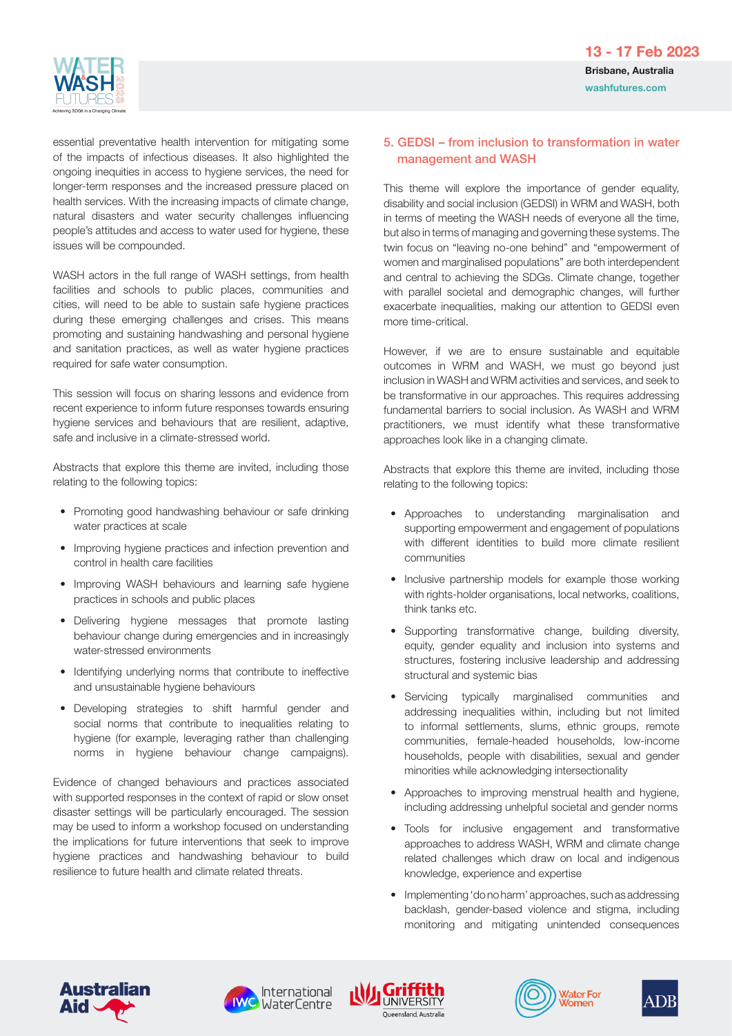essential preventative health intervention for mitigating some of the impacts of infectious diseases. It also highlighted the ongoing inequities in access to hygiene services, the need for longer-term responses and the increased pressure placed on health services. With the increasing impacts of climate change, natural disasters and water security challenges influencing people's attitudes and access to water used for hygiene, these issues will be compounded.

WASH actors in the full range of WASH settings, from health facilities and schools to public places, communities and cities, will need to be able to sustain safe hygiene practices during these emerging challenges and crises. This means promoting and sustaining handwashing and personal hygiene and sanitation practices, as well as water hygiene practices required for safe water consumption.

This session will focus on sharing lessons and evidence from recent experience to inform future responses towards ensuring hygiene services and behaviours that are resilient, adaptive, safe and inclusive in a climate-stressed world.

Abstracts that explore this theme are invited, including those relating to the following topics:

- Promoting good handwashing behaviour or safe drinking water practices at scale
- Improving hygiene practices and infection prevention and control in health care facilities
- Improving WASH behaviours and learning safe hygiene practices in schools and public places
- Delivering hygiene messages that promote lasting behaviour change during emergencies and in increasingly water-stressed environments
- Identifying underlying norms that contribute to ineffective and unsustainable hygiene behaviours
- Developing strategies to shift harmful gender and social norms that contribute to inequalities relating to hygiene (for example, leveraging rather than challenging norms in hygiene behaviour change campaigns).

Evidence of changed behaviours and practices associated with supported responses in the context of rapid or slow onset disaster settings will be particularly encouraged. The session may be used to inform a workshop focused on understanding the implications for future interventions that seek to improve hygiene practices and handwashing behaviour to build resilience to future health and climate related threats.

## 5. GEDSI – from inclusion to transformation in water management and WASH

This theme will explore the importance of gender equality, disability and social inclusion (GEDSI) in WRM and WASH, both in terms of meeting the WASH needs of everyone all the time, but also in terms of managing and governing these systems. The twin focus on "leaving no-one behind" and "empowerment of women and marginalised populations" are both interdependent and central to achieving the SDGs. Climate change, together with parallel societal and demographic changes, will further exacerbate inequalities, making our attention to GEDSI even more time-critical.

However, if we are to ensure sustainable and equitable outcomes in WRM and WASH, we must go beyond just inclusion in WASH and WRM activities and services, and seek to be transformative in our approaches. This requires addressing fundamental barriers to social inclusion. As WASH and WRM practitioners, we must identify what these transformative approaches look like in a changing climate.

Abstracts that explore this theme are invited, including those relating to the following topics:

- Approaches to understanding marginalisation and supporting empowerment and engagement of populations with different identities to build more climate resilient communities
- Inclusive partnership models for example those working with rights-holder organisations, local networks, coalitions, think tanks etc.
- Supporting transformative change, building diversity, equity, gender equality and inclusion into systems and structures, fostering inclusive leadership and addressing structural and systemic bias
- Servicing typically marginalised communities and addressing inequalities within, including but not limited to informal settlements, slums, ethnic groups, remote communities, female-headed households, low-income households, people with disabilities, sexual and gender minorities while acknowledging intersectionality
- Approaches to improving menstrual health and hygiene, including addressing unhelpful societal and gender norms
- Tools for inclusive engagement and transformative approaches to address WASH, WRM and climate change related challenges which draw on local and indigenous knowledge, experience and expertise
- Implementing 'do no harm' approaches, such as addressing backlash, gender-based violence and stigma, including monitoring and mitigating unintended consequences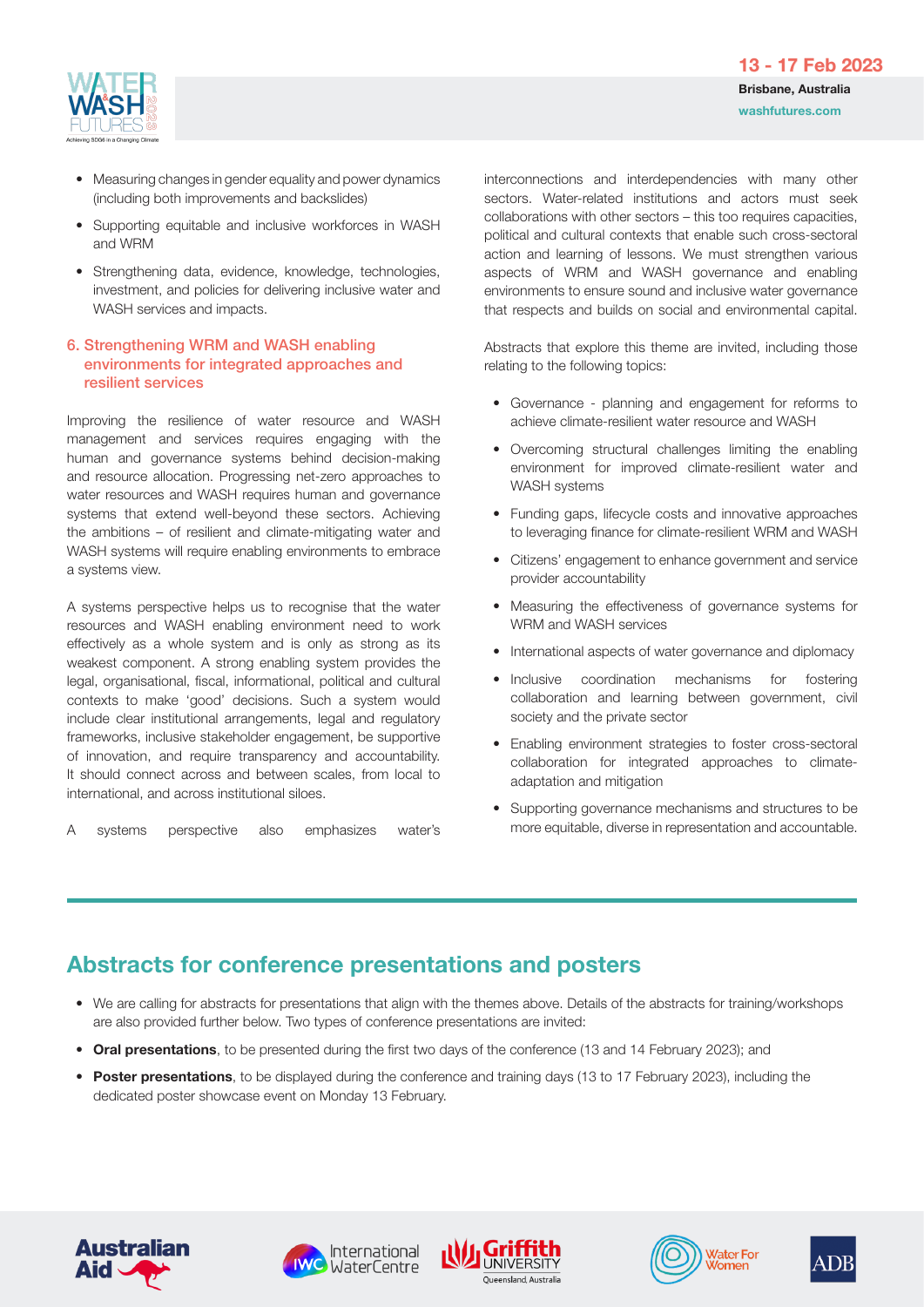- Measuring changes in gender equality and power dynamics (including both improvements and backslides)
- Supporting equitable and inclusive workforces in WASH and WRM
- Strengthening data, evidence, knowledge, technologies, investment, and policies for delivering inclusive water and WASH services and impacts.

### 6. Strengthening WRM and WASH enabling environments for integrated approaches and resilient services

Improving the resilience of water resource and WASH management and services requires engaging with the human and governance systems behind decision-making and resource allocation. Progressing net-zero approaches to water resources and WASH requires human and governance systems that extend well-beyond these sectors. Achieving the ambitions – of resilient and climate-mitigating water and WASH systems will require enabling environments to embrace a systems view.

A systems perspective helps us to recognise that the water resources and WASH enabling environment need to work effectively as a whole system and is only as strong as its weakest component. A strong enabling system provides the legal, organisational, fiscal, informational, political and cultural contexts to make 'good' decisions. Such a system would include clear institutional arrangements, legal and regulatory frameworks, inclusive stakeholder engagement, be supportive of innovation, and require transparency and accountability. It should connect across and between scales, from local to international, and across institutional siloes.

A systems perspective also emphasizes water's interconnections and interdependencies with many other sectors. Water-related institutions and actors must seek collaborations with other sectors – this too requires capacities, political and cultural contexts that enable such cross-sectoral action and learning of lessons. We must strengthen various aspects of WRM and WASH governance and enabling environments to ensure sound and inclusive water governance that respects and builds on social and environmental capital.

Abstracts that explore this theme are invited, including those relating to the following topics:

- Governance - planning and engagement for reforms to achieve climate-resilient water resource and WASH
- Overcoming structural challenges limiting the enabling environment for improved climate-resilient water and WASH systems
- Funding gaps, lifecycle costs and innovative approaches to leveraging finance for climate-resilient WRM and WASH
- Citizens' engagement to enhance government and service provider accountability
- Measuring the effectiveness of governance systems for WRM and WASH services
- International aspects of water governance and diplomacy
- Inclusive coordination mechanisms for fostering collaboration and learning between government, civil society and the private sector
- Enabling environment strategies to foster cross-sectoral collaboration for integrated approaches to climate-adaptation and mitigation
- Supporting governance mechanisms and structures to be more equitable, diverse in representation and accountable.

## Abstracts for conference presentations and posters

- We are calling for abstracts for presentations that align with the themes above. Details of the abstracts for training/workshops are also provided further below. Two types of conference presentations are invited:
- **Oral presentations**, to be presented during the first two days of the conference (13 and 14 February 2023); and
- **Poster presentations**, to be displayed during the conference and training days (13 to 17 February 2023), including the dedicated poster showcase event on Monday 13 February.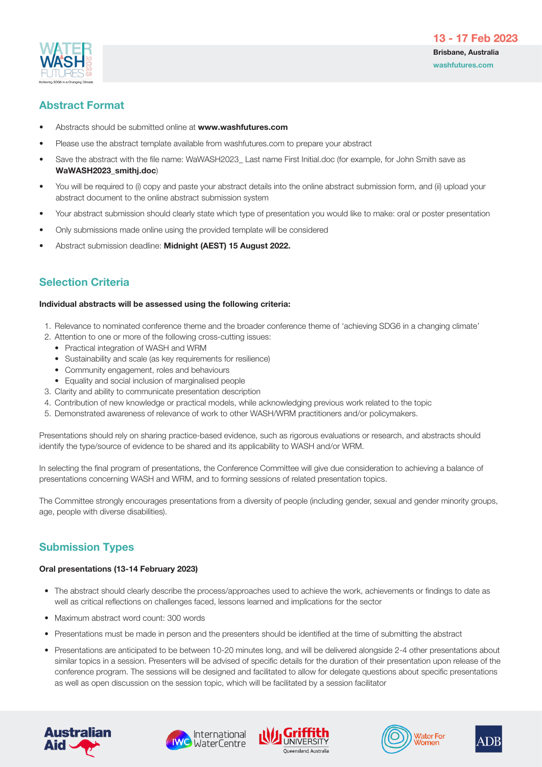## Abstract Format

- Abstracts should be submitted online at **www.washfutures.com**
- Please use the abstract template available from washfutures.com to prepare your abstract
- Save the abstract with the file name: WaWASH2023_ Last name First Initial.doc (for example, for John Smith save as **WaWASH2023_smithj.doc**)
- You will be required to (i) copy and paste your abstract details into the online abstract submission form, and (ii) upload your abstract document to the online abstract submission system
- Your abstract submission should clearly state which type of presentation you would like to make: oral or poster presentation
- Only submissions made online using the provided template will be considered
- Abstract submission deadline: **Midnight (AEST) 15 August 2022.**

## Selection Criteria

**Individual abstracts will be assessed using the following criteria:**

1. Relevance to nominated conference theme and the broader conference theme of 'achieving SDG6 in a changing climate'
2. Attention to one or more of the following cross-cutting issues:
   - Practical integration of WASH and WRM
   - Sustainability and scale (as key requirements for resilience)
   - Community engagement, roles and behaviours
   - Equality and social inclusion of marginalised people
3. Clarity and ability to communicate presentation description
4. Contribution of new knowledge or practical models, while acknowledging previous work related to the topic
5. Demonstrated awareness of relevance of work to other WASH/WRM practitioners and/or policymakers.

Presentations should rely on sharing practice-based evidence, such as rigorous evaluations or research, and abstracts should identify the type/source of evidence to be shared and its applicability to WASH and/or WRM.

In selecting the final program of presentations, the Conference Committee will give due consideration to achieving a balance of presentations concerning WASH and WRM, and to forming sessions of related presentation topics.

The Committee strongly encourages presentations from a diversity of people (including gender, sexual and gender minority groups, age, people with diverse disabilities).

## Submission Types

**Oral presentations (13-14 February 2023)**

- The abstract should clearly describe the process/approaches used to achieve the work, achievements or findings to date as well as critical reflections on challenges faced, lessons learned and implications for the sector
- Maximum abstract word count: 300 words
- Presentations must be made in person and the presenters should be identified at the time of submitting the abstract
- Presentations are anticipated to be between 10-20 minutes long, and will be delivered alongside 2-4 other presentations about similar topics in a session. Presenters will be advised of specific details for the duration of their presentation upon release of the conference program. The sessions will be designed and facilitated to allow for delegate questions about specific presentations as well as open discussion on the session topic, which will be facilitated by a session facilitator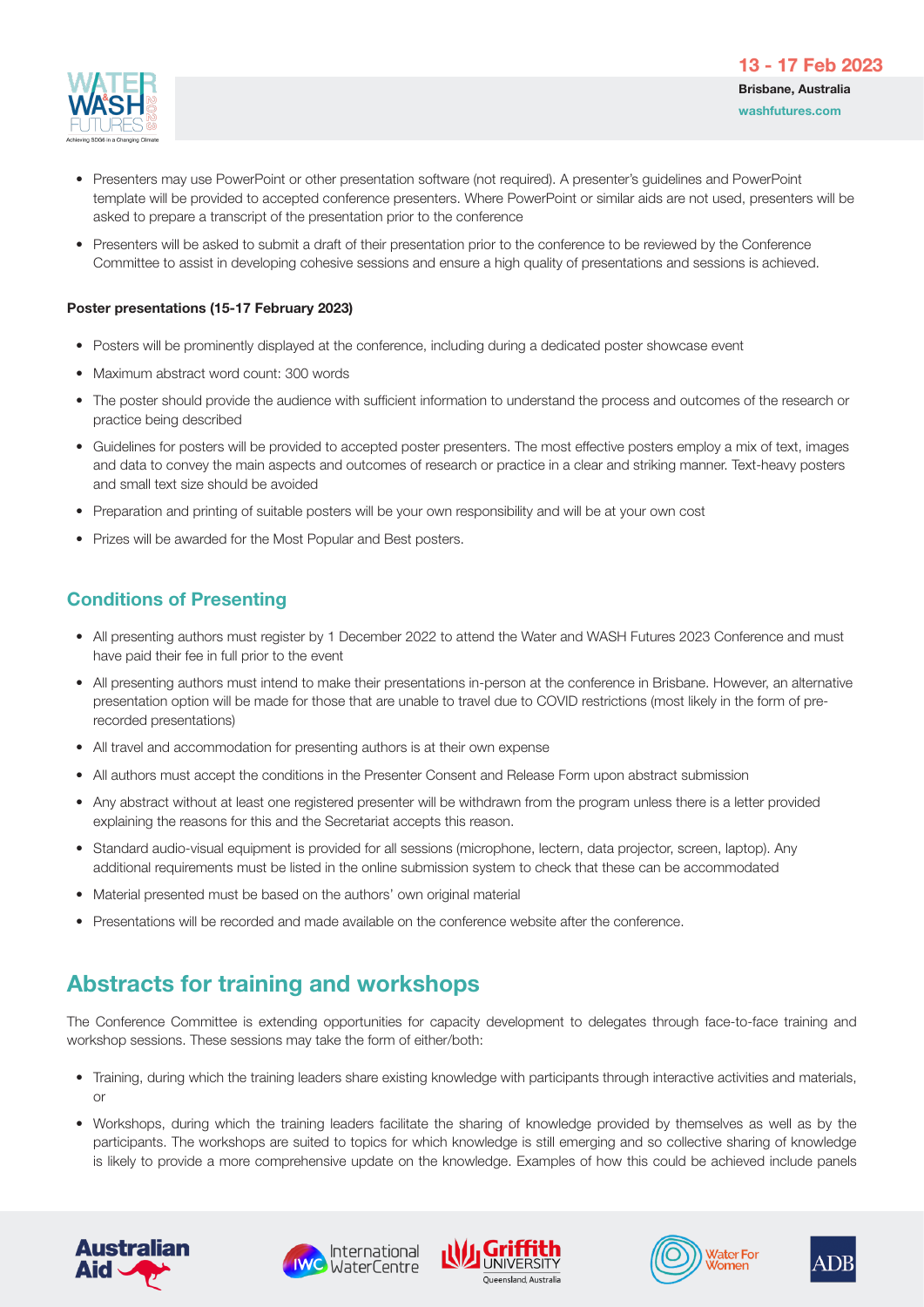- Presenters may use PowerPoint or other presentation software (not required). A presenter's guidelines and PowerPoint template will be provided to accepted conference presenters. Where PowerPoint or similar aids are not used, presenters will be asked to prepare a transcript of the presentation prior to the conference
- Presenters will be asked to submit a draft of their presentation prior to the conference to be reviewed by the Conference Committee to assist in developing cohesive sessions and ensure a high quality of presentations and sessions is achieved.

**Poster presentations (15-17 February 2023)**

- Posters will be prominently displayed at the conference, including during a dedicated poster showcase event
- Maximum abstract word count: 300 words
- The poster should provide the audience with sufficient information to understand the process and outcomes of the research or practice being described
- Guidelines for posters will be provided to accepted poster presenters. The most effective posters employ a mix of text, images and data to convey the main aspects and outcomes of research or practice in a clear and striking manner. Text-heavy posters and small text size should be avoided
- Preparation and printing of suitable posters will be your own responsibility and will be at your own cost
- Prizes will be awarded for the Most Popular and Best posters.

### Conditions of Presenting

- All presenting authors must register by 1 December 2022 to attend the Water and WASH Futures 2023 Conference and must have paid their fee in full prior to the event
- All presenting authors must intend to make their presentations in-person at the conference in Brisbane. However, an alternative presentation option will be made for those that are unable to travel due to COVID restrictions (most likely in the form of pre-recorded presentations)
- All travel and accommodation for presenting authors is at their own expense
- All authors must accept the conditions in the Presenter Consent and Release Form upon abstract submission
- Any abstract without at least one registered presenter will be withdrawn from the program unless there is a letter provided explaining the reasons for this and the Secretariat accepts this reason.
- Standard audio-visual equipment is provided for all sessions (microphone, lectern, data projector, screen, laptop). Any additional requirements must be listed in the online submission system to check that these can be accommodated
- Material presented must be based on the authors' own original material
- Presentations will be recorded and made available on the conference website after the conference.

## Abstracts for training and workshops

The Conference Committee is extending opportunities for capacity development to delegates through face-to-face training and workshop sessions. These sessions may take the form of either/both:

- Training, during which the training leaders share existing knowledge with participants through interactive activities and materials, or
- Workshops, during which the training leaders facilitate the sharing of knowledge provided by themselves as well as by the participants. The workshops are suited to topics for which knowledge is still emerging and so collective sharing of knowledge is likely to provide a more comprehensive update on the knowledge. Examples of how this could be achieved include panels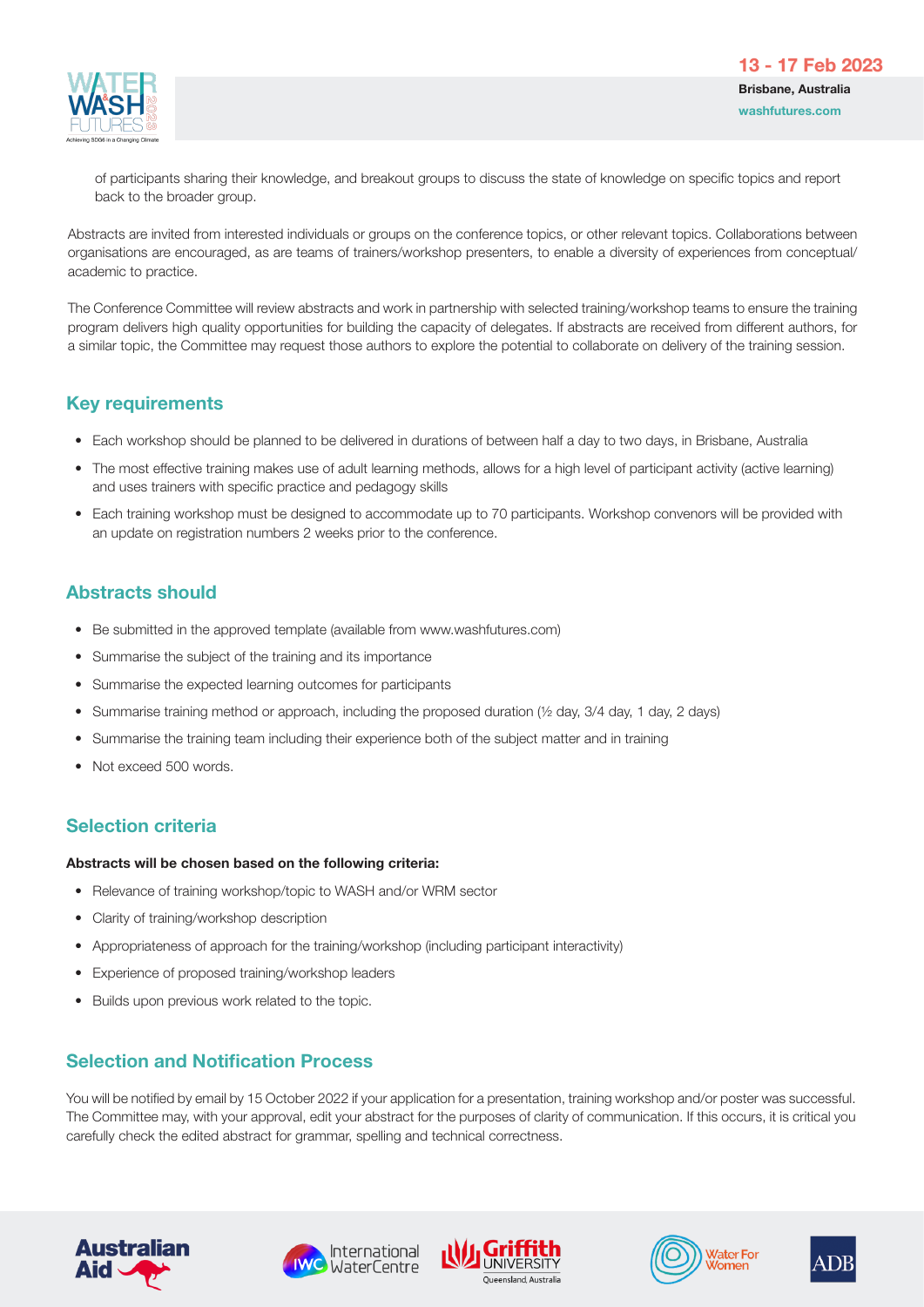of participants sharing their knowledge, and breakout groups to discuss the state of knowledge on specific topics and report back to the broader group.

Abstracts are invited from interested individuals or groups on the conference topics, or other relevant topics. Collaborations between organisations are encouraged, as are teams of trainers/workshop presenters, to enable a diversity of experiences from conceptual/ academic to practice.

The Conference Committee will review abstracts and work in partnership with selected training/workshop teams to ensure the training program delivers high quality opportunities for building the capacity of delegates. If abstracts are received from different authors, for a similar topic, the Committee may request those authors to explore the potential to collaborate on delivery of the training session.

## Key requirements

- Each workshop should be planned to be delivered in durations of between half a day to two days, in Brisbane, Australia
- The most effective training makes use of adult learning methods, allows for a high level of participant activity (active learning) and uses trainers with specific practice and pedagogy skills
- Each training workshop must be designed to accommodate up to 70 participants. Workshop convenors will be provided with an update on registration numbers 2 weeks prior to the conference.

## Abstracts should

- Be submitted in the approved template (available from www.washfutures.com)
- Summarise the subject of the training and its importance
- Summarise the expected learning outcomes for participants
- Summarise training method or approach, including the proposed duration (½ day, 3/4 day, 1 day, 2 days)
- Summarise the training team including their experience both of the subject matter and in training
- Not exceed 500 words.

## Selection criteria

**Abstracts will be chosen based on the following criteria:**

- Relevance of training workshop/topic to WASH and/or WRM sector
- Clarity of training/workshop description
- Appropriateness of approach for the training/workshop (including participant interactivity)
- Experience of proposed training/workshop leaders
- Builds upon previous work related to the topic.

## Selection and Notification Process

You will be notified by email by 15 October 2022 if your application for a presentation, training workshop and/or poster was successful. The Committee may, with your approval, edit your abstract for the purposes of clarity of communication. If this occurs, it is critical you carefully check the edited abstract for grammar, spelling and technical correctness.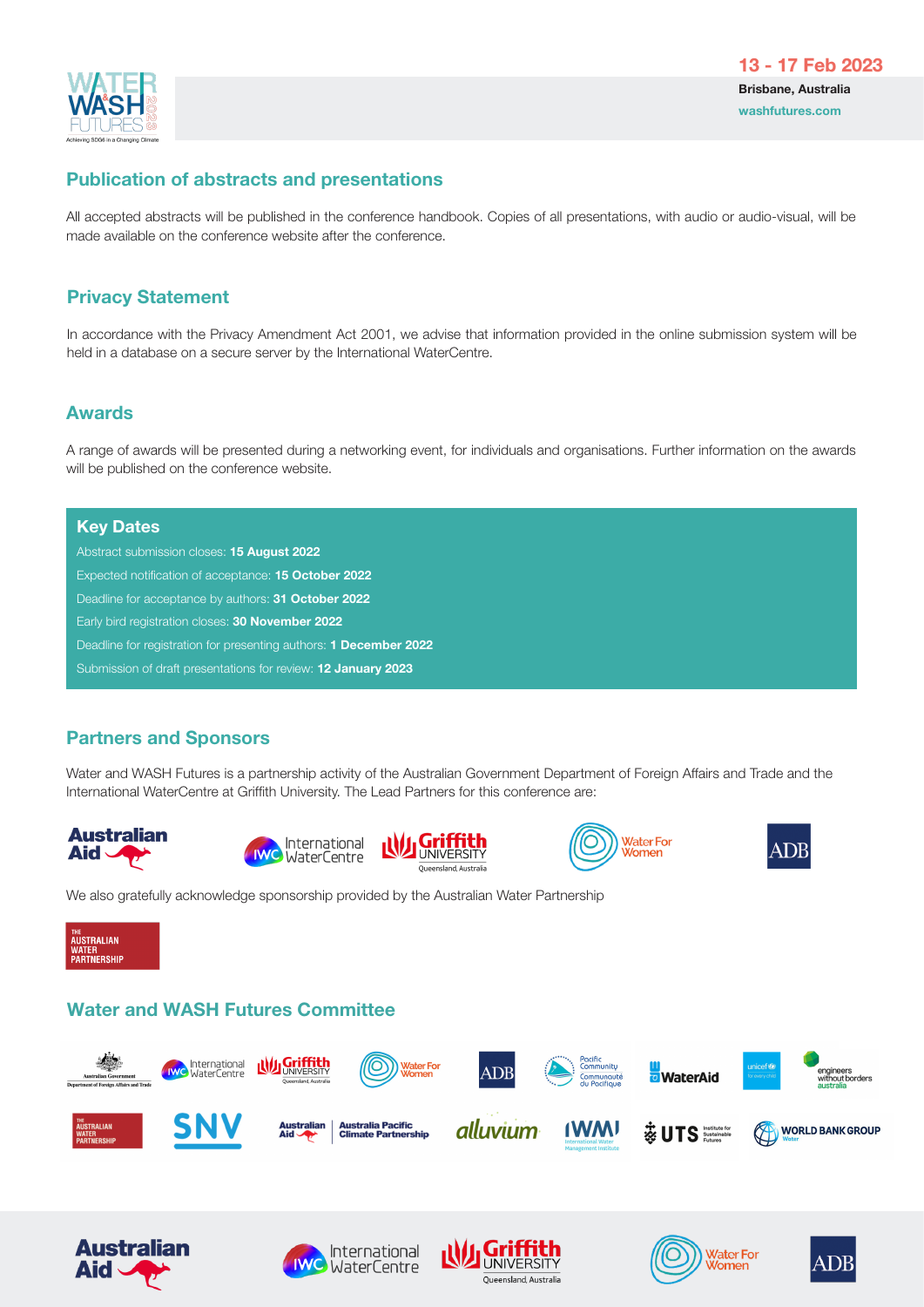## Publication of abstracts and presentations

All accepted abstracts will be published in the conference handbook. Copies of all presentations, with audio or audio-visual, will be made available on the conference website after the conference.

## Privacy Statement

In accordance with the Privacy Amendment Act 2001, we advise that information provided in the online submission system will be held in a database on a secure server by the International WaterCentre.

## Awards

A range of awards will be presented during a networking event, for individuals and organisations. Further information on the awards will be published on the conference website.

### Key Dates

Abstract submission closes: **15 August 2022**

Expected notification of acceptance: **15 October 2022**

Deadline for acceptance by authors: **31 October 2022**

Early bird registration closes: **30 November 2022**

Deadline for registration for presenting authors: **1 December 2022**

Submission of draft presentations for review: **12 January 2023**

## Partners and Sponsors

Water and WASH Futures is a partnership activity of the Australian Government Department of Foreign Affairs and Trade and the International WaterCentre at Griffith University. The Lead Partners for this conference are:

We also gratefully acknowledge sponsorship provided by the Australian Water Partnership

## Water and WASH Futures Committee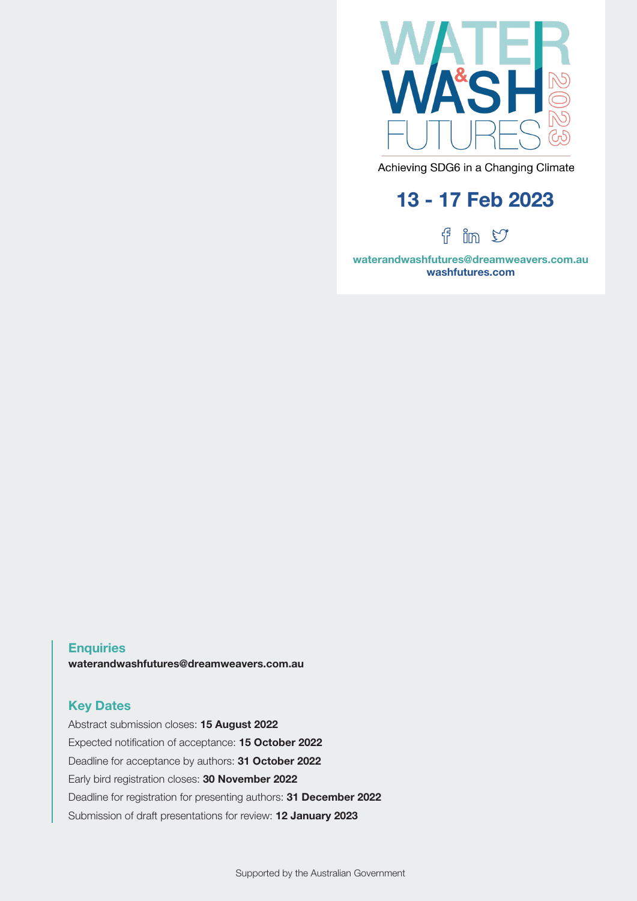# WATER & WASH FUTURES 2023

Achieving SDG6 in a Changing Climate

## 13 - 17 Feb 2023

**waterandwashfutures@dreamweavers.com.au**
**washfutures.com**

### Enquiries

**waterandwashfutures@dreamweavers.com.au**

### Key Dates

Abstract submission closes: **15 August 2022**
Expected notification of acceptance: **15 October 2022**
Deadline for acceptance by authors: **31 October 2022**
Early bird registration closes: **30 November 2022**
Deadline for registration for presenting authors: **31 December 2022**
Submission of draft presentations for review: **12 January 2023**

Supported by the Australian Government